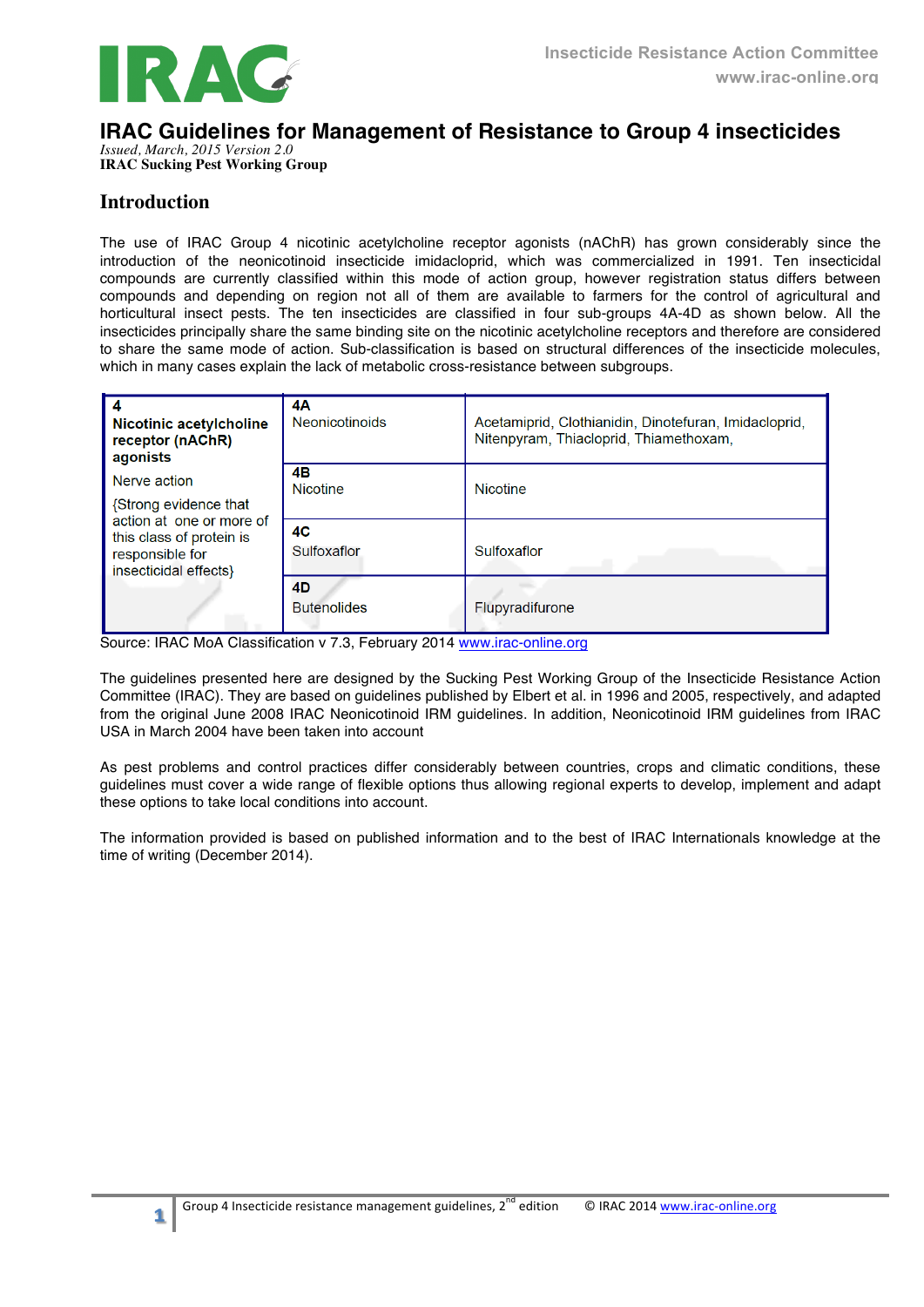# IRAC Guidelines for Management of Resistance to Group 4 insecticides

*Issued, March, 2015 Version 2.0*
**IRAC Sucking Pest Working Group**

## Introduction

The use of IRAC Group 4 nicotinic acetylcholine receptor agonists (nAChR) has grown considerably since the introduction of the neonicotinoid insecticide imidacloprid, which was commercialized in 1991. Ten insecticidal compounds are currently classified within this mode of action group, however registration status differs between compounds and depending on region not all of them are available to farmers for the control of agricultural and horticultural insect pests. The ten insecticides are classified in four sub-groups 4A-4D as shown below. All the insecticides principally share the same binding site on the nicotinic acetylcholine receptors and therefore are considered to share the same mode of action. Sub-classification is based on structural differences of the insecticide molecules, which in many cases explain the lack of metabolic cross-resistance between subgroups.

| **4** **Nicotinic acetylcholine receptor (nAChR) agonists** Nerve action {Strong evidence that action at one or more of this class of protein is responsible for insecticidal effects} | **4A** Neonicotinoids | Acetamiprid, Clothianidin, Dinotefuran, Imidacloprid, Nitenpyram, Thiacloprid, Thiamethoxam, |
|---|---|---|
| | **4B** Nicotine | Nicotine |
| | **4C** Sulfoxaflor | Sulfoxaflor |
| | **4D** Butenolides | Flupyradifurone |

Source: IRAC MoA Classification v 7.3, February 2014 www.irac-online.org

The guidelines presented here are designed by the Sucking Pest Working Group of the Insecticide Resistance Action Committee (IRAC). They are based on guidelines published by Elbert et al. in 1996 and 2005, respectively, and adapted from the original June 2008 IRAC Neonicotinoid IRM guidelines. In addition, Neonicotinoid IRM guidelines from IRAC USA in March 2004 have been taken into account

As pest problems and control practices differ considerably between countries, crops and climatic conditions, these guidelines must cover a wide range of flexible options thus allowing regional experts to develop, implement and adapt these options to take local conditions into account.

The information provided is based on published information and to the best of IRAC Internationals knowledge at the time of writing (December 2014).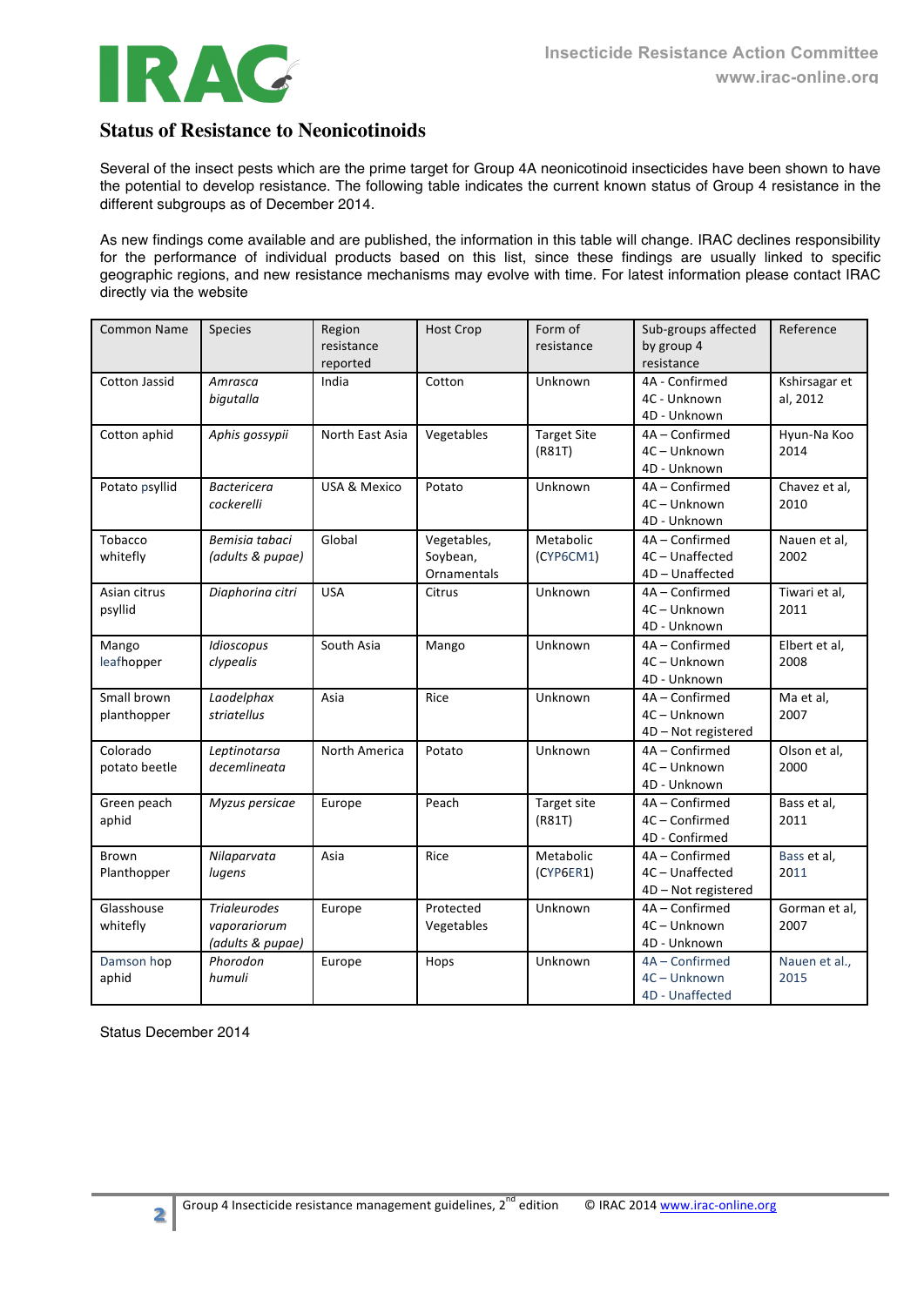## Status of Resistance to Neonicotinoids

Several of the insect pests which are the prime target for Group 4A neonicotinoid insecticides have been shown to have the potential to develop resistance. The following table indicates the current known status of Group 4 resistance in the different subgroups as of December 2014.

As new findings come available and are published, the information in this table will change. IRAC declines responsibility for the performance of individual products based on this list, since these findings are usually linked to specific geographic regions, and new resistance mechanisms may evolve with time. For latest information please contact IRAC directly via the website

| Common Name | Species | Region resistance reported | Host Crop | Form of resistance | Sub-groups affected by group 4 resistance | Reference |
|---|---|---|---|---|---|---|
| Cotton Jassid | *Amrasca bigutalla* | India | Cotton | Unknown | 4A - Confirmed<br>4C - Unknown<br>4D - Unknown | Kshirsagar et al, 2012 |
| Cotton aphid | *Aphis gossypii* | North East Asia | Vegetables | Target Site (R81T) | 4A – Confirmed<br>4C – Unknown<br>4D - Unknown | Hyun-Na Koo 2014 |
| Potato psyllid | *Bactericera cockerelli* | USA & Mexico | Potato | Unknown | 4A – Confirmed<br>4C – Unknown<br>4D - Unknown | Chavez et al, 2010 |
| Tobacco whitefly | *Bemisia tabaci (adults & pupae)* | Global | Vegetables, Soybean, Ornamentals | Metabolic (CYP6CM1) | 4A – Confirmed<br>4C – Unaffected<br>4D – Unaffected | Nauen et al, 2002 |
| Asian citrus psyllid | *Diaphorina citri* | USA | Citrus | Unknown | 4A – Confirmed<br>4C – Unknown<br>4D - Unknown | Tiwari et al, 2011 |
| Mango leafhopper | *Idioscopus clypealis* | South Asia | Mango | Unknown | 4A – Confirmed<br>4C – Unknown<br>4D - Unknown | Elbert et al, 2008 |
| Small brown planthopper | *Laodelphax striatellus* | Asia | Rice | Unknown | 4A – Confirmed<br>4C – Unknown<br>4D – Not registered | Ma et al, 2007 |
| Colorado potato beetle | *Leptinotarsa decemlineata* | North America | Potato | Unknown | 4A – Confirmed<br>4C – Unknown<br>4D - Unknown | Olson et al, 2000 |
| Green peach aphid | *Myzus persicae* | Europe | Peach | Target site (R81T) | 4A – Confirmed<br>4C – Confirmed<br>4D - Confirmed | Bass et al, 2011 |
| Brown Planthopper | *Nilaparvata lugens* | Asia | Rice | Metabolic (CYP6ER1) | 4A – Confirmed<br>4C – Unaffected<br>4D – Not registered | Bass et al, 2011 |
| Glasshouse whitefly | *Trialeurodes vaporariorum (adults & pupae)* | Europe | Protected Vegetables | Unknown | 4A – Confirmed<br>4C – Unknown<br>4D - Unknown | Gorman et al, 2007 |
| Damson hop aphid | *Phorodon humuli* | Europe | Hops | Unknown | 4A – Confirmed<br>4C – Unknown<br>4D - Unaffected | Nauen et al., 2015 |

Status December 2014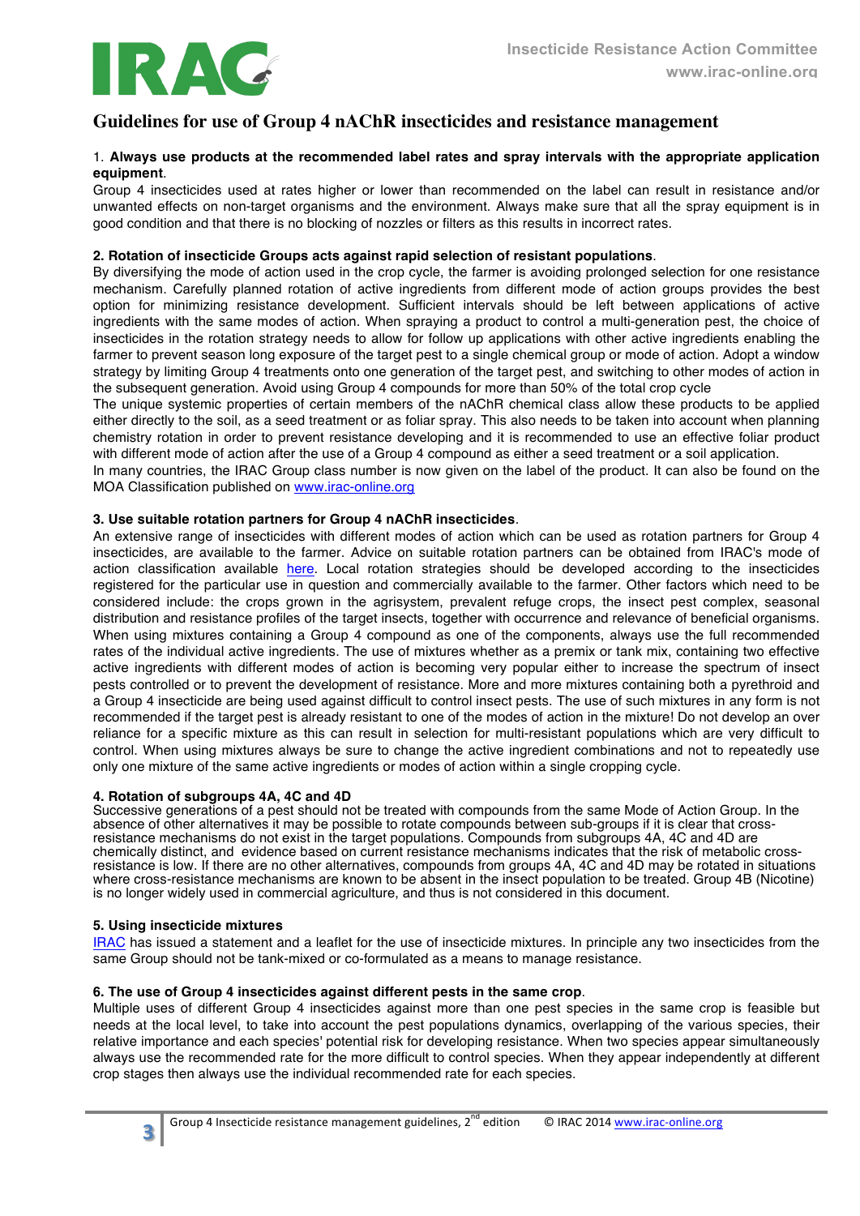## Guidelines for use of Group 4 nAChR insecticides and resistance management

1. **Always use products at the recommended label rates and spray intervals with the appropriate application equipment**.

Group 4 insecticides used at rates higher or lower than recommended on the label can result in resistance and/or unwanted effects on non-target organisms and the environment. Always make sure that all the spray equipment is in good condition and that there is no blocking of nozzles or filters as this results in incorrect rates.

**2. Rotation of insecticide Groups acts against rapid selection of resistant populations**.

By diversifying the mode of action used in the crop cycle, the farmer is avoiding prolonged selection for one resistance mechanism. Carefully planned rotation of active ingredients from different mode of action groups provides the best option for minimizing resistance development. Sufficient intervals should be left between applications of active ingredients with the same modes of action. When spraying a product to control a multi-generation pest, the choice of insecticides in the rotation strategy needs to allow for follow up applications with other active ingredients enabling the farmer to prevent season long exposure of the target pest to a single chemical group or mode of action. Adopt a window strategy by limiting Group 4 treatments onto one generation of the target pest, and switching to other modes of action in the subsequent generation. Avoid using Group 4 compounds for more than 50% of the total crop cycle

The unique systemic properties of certain members of the nAChR chemical class allow these products to be applied either directly to the soil, as a seed treatment or as foliar spray. This also needs to be taken into account when planning chemistry rotation in order to prevent resistance developing and it is recommended to use an effective foliar product with different mode of action after the use of a Group 4 compound as either a seed treatment or a soil application.

In many countries, the IRAC Group class number is now given on the label of the product. It can also be found on the MOA Classification published on www.irac-online.org

**3. Use suitable rotation partners for Group 4 nAChR insecticides**.

An extensive range of insecticides with different modes of action which can be used as rotation partners for Group 4 insecticides, are available to the farmer. Advice on suitable rotation partners can be obtained from IRAC's mode of action classification available here. Local rotation strategies should be developed according to the insecticides registered for the particular use in question and commercially available to the farmer. Other factors which need to be considered include: the crops grown in the agrisystem, prevalent refuge crops, the insect pest complex, seasonal distribution and resistance profiles of the target insects, together with occurrence and relevance of beneficial organisms. When using mixtures containing a Group 4 compound as one of the components, always use the full recommended rates of the individual active ingredients. The use of mixtures whether as a premix or tank mix, containing two effective active ingredients with different modes of action is becoming very popular either to increase the spectrum of insect pests controlled or to prevent the development of resistance. More and more mixtures containing both a pyrethroid and a Group 4 insecticide are being used against difficult to control insect pests. The use of such mixtures in any form is not recommended if the target pest is already resistant to one of the modes of action in the mixture! Do not develop an over reliance for a specific mixture as this can result in selection for multi-resistant populations which are very difficult to control. When using mixtures always be sure to change the active ingredient combinations and not to repeatedly use only one mixture of the same active ingredients or modes of action within a single cropping cycle.

**4. Rotation of subgroups 4A, 4C and 4D**

Successive generations of a pest should not be treated with compounds from the same Mode of Action Group. In the absence of other alternatives it may be possible to rotate compounds between sub-groups if it is clear that cross-resistance mechanisms do not exist in the target populations. Compounds from subgroups 4A, 4C and 4D are chemically distinct, and evidence based on current resistance mechanisms indicates that the risk of metabolic cross-resistance is low. If there are no other alternatives, compounds from groups 4A, 4C and 4D may be rotated in situations where cross-resistance mechanisms are known to be absent in the insect population to be treated. Group 4B (Nicotine) is no longer widely used in commercial agriculture, and thus is not considered in this document.

**5. Using insecticide mixtures**

IRAC has issued a statement and a leaflet for the use of insecticide mixtures. In principle any two insecticides from the same Group should not be tank-mixed or co-formulated as a means to manage resistance.

**6. The use of Group 4 insecticides against different pests in the same crop**.

Multiple uses of different Group 4 insecticides against more than one pest species in the same crop is feasible but needs at the local level, to take into account the pest populations dynamics, overlapping of the various species, their relative importance and each species' potential risk for developing resistance. When two species appear simultaneously always use the recommended rate for the more difficult to control species. When they appear independently at different crop stages then always use the individual recommended rate for each species.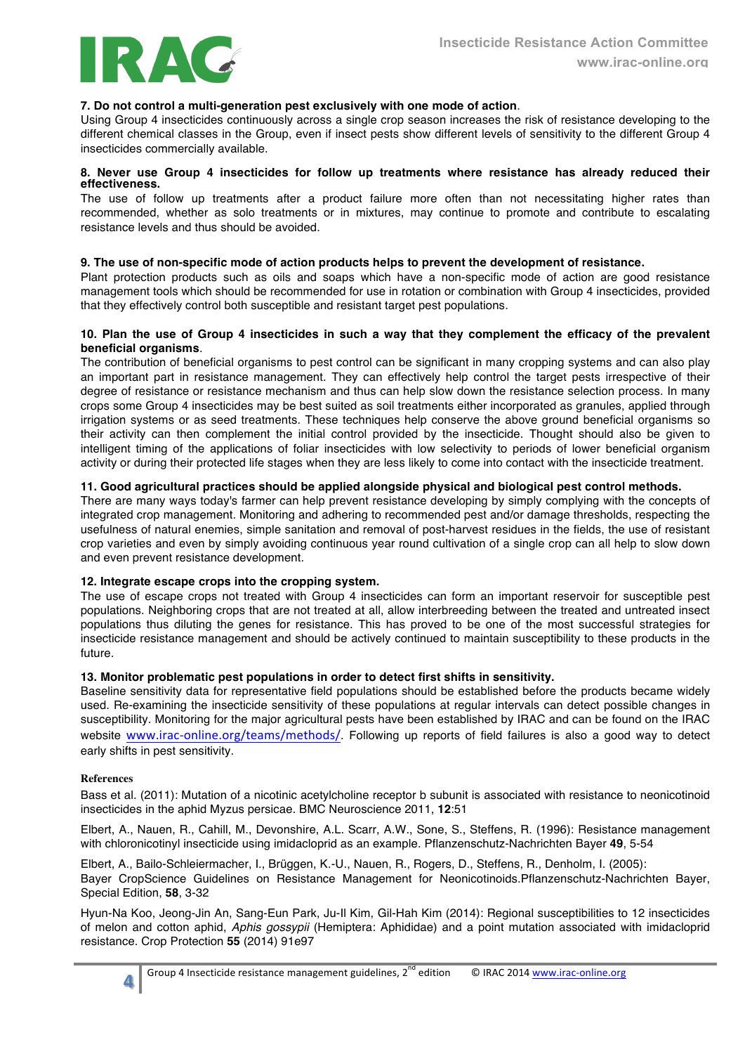**7. Do not control a multi-generation pest exclusively with one mode of action**.

Using Group 4 insecticides continuously across a single crop season increases the risk of resistance developing to the different chemical classes in the Group, even if insect pests show different levels of sensitivity to the different Group 4 insecticides commercially available.

**8. Never use Group 4 insecticides for follow up treatments where resistance has already reduced their effectiveness.**

The use of follow up treatments after a product failure more often than not necessitating higher rates than recommended, whether as solo treatments or in mixtures, may continue to promote and contribute to escalating resistance levels and thus should be avoided.

**9. The use of non-specific mode of action products helps to prevent the development of resistance.**

Plant protection products such as oils and soaps which have a non-specific mode of action are good resistance management tools which should be recommended for use in rotation or combination with Group 4 insecticides, provided that they effectively control both susceptible and resistant target pest populations.

**10. Plan the use of Group 4 insecticides in such a way that they complement the efficacy of the prevalent beneficial organisms**.

The contribution of beneficial organisms to pest control can be significant in many cropping systems and can also play an important part in resistance management. They can effectively help control the target pests irrespective of their degree of resistance or resistance mechanism and thus can help slow down the resistance selection process. In many crops some Group 4 insecticides may be best suited as soil treatments either incorporated as granules, applied through irrigation systems or as seed treatments. These techniques help conserve the above ground beneficial organisms so their activity can then complement the initial control provided by the insecticide. Thought should also be given to intelligent timing of the applications of foliar insecticides with low selectivity to periods of lower beneficial organism activity or during their protected life stages when they are less likely to come into contact with the insecticide treatment.

**11. Good agricultural practices should be applied alongside physical and biological pest control methods.**

There are many ways today's farmer can help prevent resistance developing by simply complying with the concepts of integrated crop management. Monitoring and adhering to recommended pest and/or damage thresholds, respecting the usefulness of natural enemies, simple sanitation and removal of post-harvest residues in the fields, the use of resistant crop varieties and even by simply avoiding continuous year round cultivation of a single crop can all help to slow down and even prevent resistance development.

**12. Integrate escape crops into the cropping system.**

The use of escape crops not treated with Group 4 insecticides can form an important reservoir for susceptible pest populations. Neighboring crops that are not treated at all, allow interbreeding between the treated and untreated insect populations thus diluting the genes for resistance. This has proved to be one of the most successful strategies for insecticide resistance management and should be actively continued to maintain susceptibility to these products in the future.

**13. Monitor problematic pest populations in order to detect first shifts in sensitivity.**

Baseline sensitivity data for representative field populations should be established before the products became widely used. Re-examining the insecticide sensitivity of these populations at regular intervals can detect possible changes in susceptibility. Monitoring for the major agricultural pests have been established by IRAC and can be found on the IRAC website www.irac-online.org/teams/methods/. Following up reports of field failures is also a good way to detect early shifts in pest sensitivity.

**References**

Bass et al. (2011): Mutation of a nicotinic acetylcholine receptor b subunit is associated with resistance to neonicotinoid insecticides in the aphid Myzus persicae. BMC Neuroscience 2011, **12**:51

Elbert, A., Nauen, R., Cahill, M., Devonshire, A.L. Scarr, A.W., Sone, S., Steffens, R. (1996): Resistance management with chloronicotinyl insecticide using imidacloprid as an example. Pflanzenschutz-Nachrichten Bayer **49**, 5-54

Elbert, A., Bailo-Schleiermacher, I., Brüggen, K.-U., Nauen, R., Rogers, D., Steffens, R., Denholm, I. (2005): Bayer CropScience Guidelines on Resistance Management for Neonicotinoids.Pflanzenschutz-Nachrichten Bayer, Special Edition, **58**, 3-32

Hyun-Na Koo, Jeong-Jin An, Sang-Eun Park, Ju-Il Kim, Gil-Hah Kim (2014): Regional susceptibilities to 12 insecticides of melon and cotton aphid, *Aphis gossypii* (Hemiptera: Aphididae) and a point mutation associated with imidacloprid resistance. Crop Protection **55** (2014) 91e97